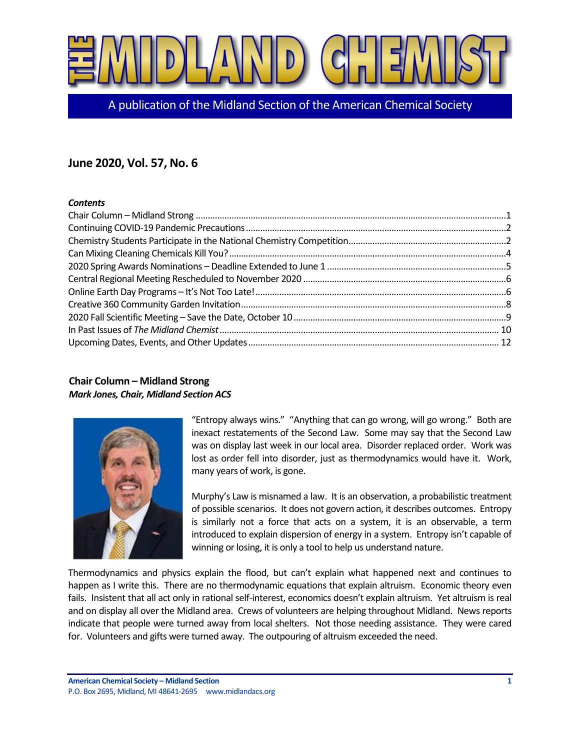# THE MIDLAND CHEMIST

A publication of the Midland Section of the American Chemical Society

## June 2020, Vol. 57, No. 6

***Contents***

Chair Column – Midland Strong ....1
Continuing COVID-19 Pandemic Precautions ....2
Chemistry Students Participate in the National Chemistry Competition ....2
Can Mixing Cleaning Chemicals Kill You? ....4
2020 Spring Awards Nominations – Deadline Extended to June 1 ....5
Central Regional Meeting Rescheduled to November 2020 ....6
Online Earth Day Programs – It's Not Too Late! ....6
Creative 360 Community Garden Invitation ....8
2020 Fall Scientific Meeting – Save the Date, October 10 ....9
In Past Issues of *The Midland Chemist* ....10
Upcoming Dates, Events, and Other Updates ....12

### Chair Column – Midland Strong

***Mark Jones, Chair, Midland Section ACS***

"Entropy always wins." "Anything that can go wrong, will go wrong." Both are inexact restatements of the Second Law. Some may say that the Second Law was on display last week in our local area. Disorder replaced order. Work was lost as order fell into disorder, just as thermodynamics would have it. Work, many years of work, is gone.

Murphy's Law is misnamed a law. It is an observation, a probabilistic treatment of possible scenarios. It does not govern action, it describes outcomes. Entropy is similarly not a force that acts on a system, it is an observable, a term introduced to explain dispersion of energy in a system. Entropy isn't capable of winning or losing, it is only a tool to help us understand nature.

Thermodynamics and physics explain the flood, but can't explain what happened next and continues to happen as I write this. There are no thermodynamic equations that explain altruism. Economic theory even fails. Insistent that all act only in rational self-interest, economics doesn't explain altruism. Yet altruism is real and on display all over the Midland area. Crews of volunteers are helping throughout Midland. News reports indicate that people were turned away from local shelters. Not those needing assistance. They were cared for. Volunteers and gifts were turned away. The outpouring of altruism exceeded the need.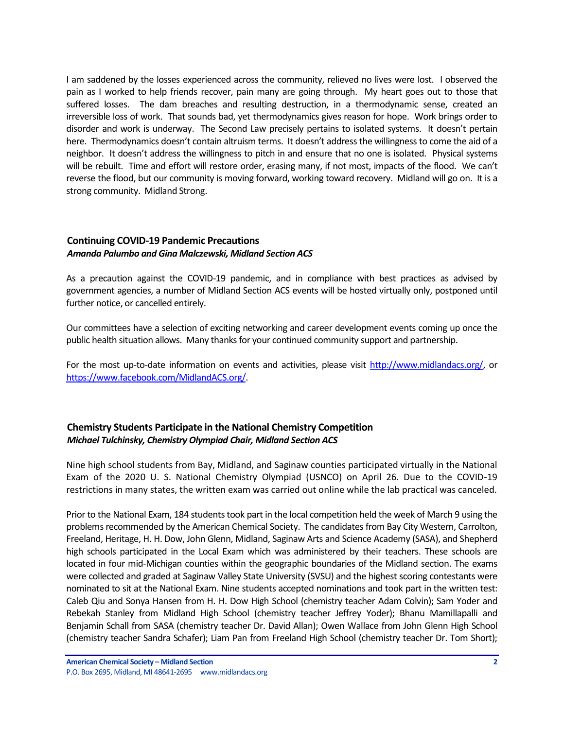I am saddened by the losses experienced across the community, relieved no lives were lost. I observed the pain as I worked to help friends recover, pain many are going through. My heart goes out to those that suffered losses. The dam breaches and resulting destruction, in a thermodynamic sense, created an irreversible loss of work. That sounds bad, yet thermodynamics gives reason for hope. Work brings order to disorder and work is underway. The Second Law precisely pertains to isolated systems. It doesn't pertain here. Thermodynamics doesn't contain altruism terms. It doesn't address the willingness to come the aid of a neighbor. It doesn't address the willingness to pitch in and ensure that no one is isolated. Physical systems will be rebuilt. Time and effort will restore order, erasing many, if not most, impacts of the flood. We can't reverse the flood, but our community is moving forward, working toward recovery. Midland will go on. It is a strong community. Midland Strong.

## Continuing COVID-19 Pandemic Precautions

***Amanda Palumbo and Gina Malczewski, Midland Section ACS***

As a precaution against the COVID-19 pandemic, and in compliance with best practices as advised by government agencies, a number of Midland Section ACS events will be hosted virtually only, postponed until further notice, or cancelled entirely.

Our committees have a selection of exciting networking and career development events coming up once the public health situation allows. Many thanks for your continued community support and partnership.

For the most up-to-date information on events and activities, please visit http://www.midlandacs.org/, or https://www.facebook.com/MidlandACS.org/.

## Chemistry Students Participate in the National Chemistry Competition

***Michael Tulchinsky, Chemistry Olympiad Chair, Midland Section ACS***

Nine high school students from Bay, Midland, and Saginaw counties participated virtually in the National Exam of the 2020 U. S. National Chemistry Olympiad (USNCO) on April 26. Due to the COVID-19 restrictions in many states, the written exam was carried out online while the lab practical was canceled.

Prior to the National Exam, 184 students took part in the local competition held the week of March 9 using the problems recommended by the American Chemical Society. The candidates from Bay City Western, Carrolton, Freeland, Heritage, H. H. Dow, John Glenn, Midland, Saginaw Arts and Science Academy (SASA), and Shepherd high schools participated in the Local Exam which was administered by their teachers. These schools are located in four mid-Michigan counties within the geographic boundaries of the Midland section. The exams were collected and graded at Saginaw Valley State University (SVSU) and the highest scoring contestants were nominated to sit at the National Exam. Nine students accepted nominations and took part in the written test: Caleb Qiu and Sonya Hansen from H. H. Dow High School (chemistry teacher Adam Colvin); Sam Yoder and Rebekah Stanley from Midland High School (chemistry teacher Jeffrey Yoder); Bhanu Mamillapalli and Benjamin Schall from SASA (chemistry teacher Dr. David Allan); Owen Wallace from John Glenn High School (chemistry teacher Sandra Schafer); Liam Pan from Freeland High School (chemistry teacher Dr. Tom Short);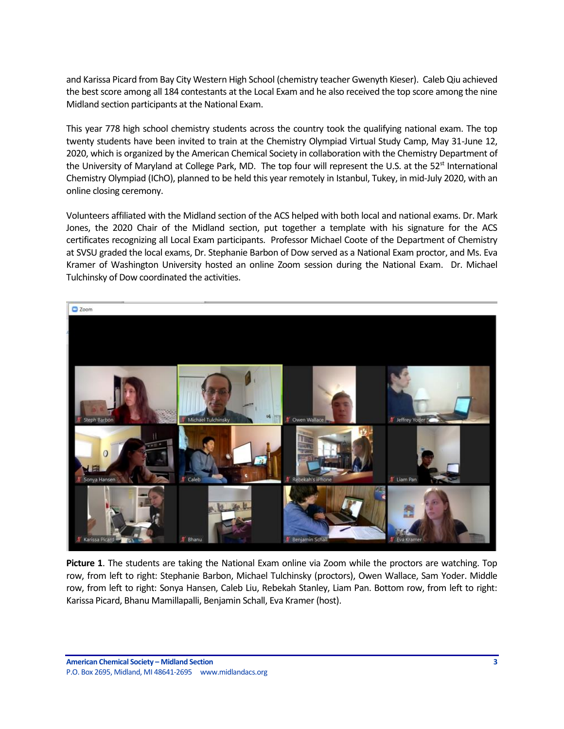and Karissa Picard from Bay City Western High School (chemistry teacher Gwenyth Kieser). Caleb Qiu achieved the best score among all 184 contestants at the Local Exam and he also received the top score among the nine Midland section participants at the National Exam.

This year 778 high school chemistry students across the country took the qualifying national exam. The top twenty students have been invited to train at the Chemistry Olympiad Virtual Study Camp, May 31-June 12, 2020, which is organized by the American Chemical Society in collaboration with the Chemistry Department of the University of Maryland at College Park, MD. The top four will represent the U.S. at the 52nd International Chemistry Olympiad (IChO), planned to be held this year remotely in Istanbul, Tukey, in mid-July 2020, with an online closing ceremony.

Volunteers affiliated with the Midland section of the ACS helped with both local and national exams. Dr. Mark Jones, the 2020 Chair of the Midland section, put together a template with his signature for the ACS certificates recognizing all Local Exam participants. Professor Michael Coote of the Department of Chemistry at SVSU graded the local exams, Dr. Stephanie Barbon of Dow served as a National Exam proctor, and Ms. Eva Kramer of Washington University hosted an online Zoom session during the National Exam. Dr. Michael Tulchinsky of Dow coordinated the activities.

**Picture 1**. The students are taking the National Exam online via Zoom while the proctors are watching. Top row, from left to right: Stephanie Barbon, Michael Tulchinsky (proctors), Owen Wallace, Sam Yoder. Middle row, from left to right: Sonya Hansen, Caleb Liu, Rebekah Stanley, Liam Pan. Bottom row, from left to right: Karissa Picard, Bhanu Mamillapalli, Benjamin Schall, Eva Kramer (host).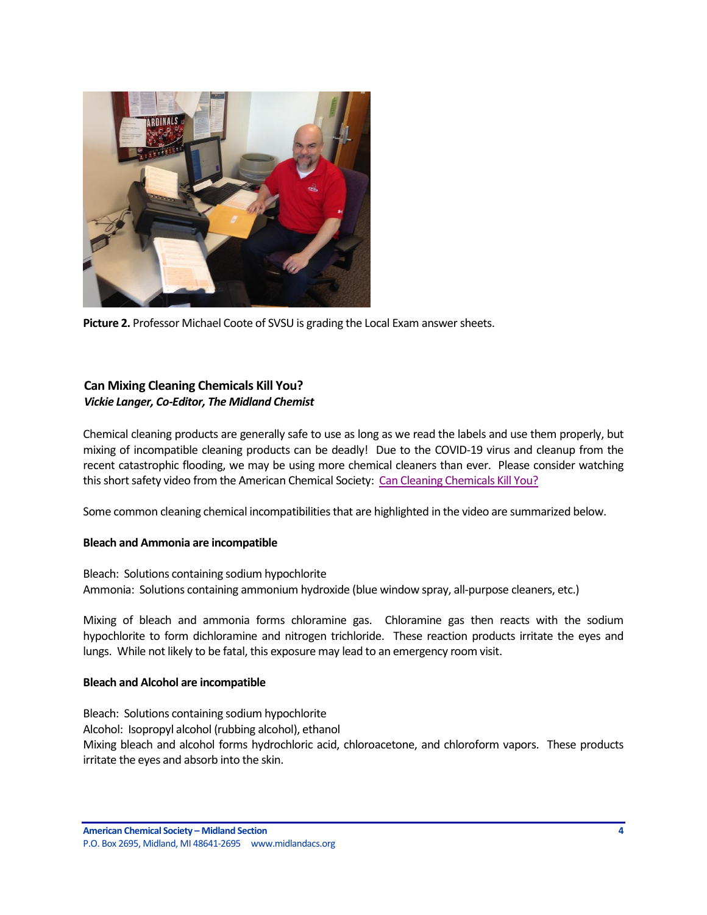**Picture 2.** Professor Michael Coote of SVSU is grading the Local Exam answer sheets.

## Can Mixing Cleaning Chemicals Kill You?

***Vickie Langer, Co-Editor, The Midland Chemist***

Chemical cleaning products are generally safe to use as long as we read the labels and use them properly, but mixing of incompatible cleaning products can be deadly! Due to the COVID-19 virus and cleanup from the recent catastrophic flooding, we may be using more chemical cleaners than ever. Please consider watching this short safety video from the American Chemical Society: Can Cleaning Chemicals Kill You?

Some common cleaning chemical incompatibilities that are highlighted in the video are summarized below.

**Bleach and Ammonia are incompatible**

Bleach: Solutions containing sodium hypochlorite
Ammonia: Solutions containing ammonium hydroxide (blue window spray, all-purpose cleaners, etc.)

Mixing of bleach and ammonia forms chloramine gas. Chloramine gas then reacts with the sodium hypochlorite to form dichloramine and nitrogen trichloride. These reaction products irritate the eyes and lungs. While not likely to be fatal, this exposure may lead to an emergency room visit.

**Bleach and Alcohol are incompatible**

Bleach: Solutions containing sodium hypochlorite
Alcohol: Isopropyl alcohol (rubbing alcohol), ethanol
Mixing bleach and alcohol forms hydrochloric acid, chloroacetone, and chloroform vapors. These products irritate the eyes and absorb into the skin.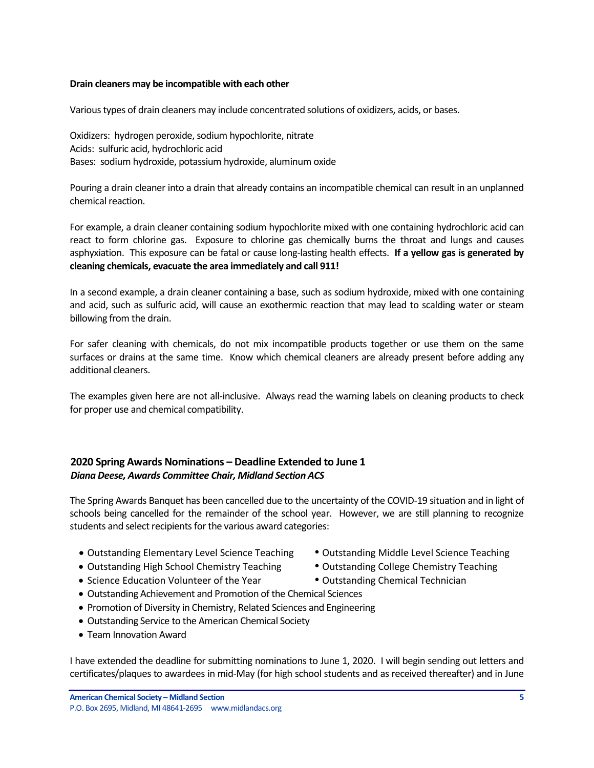**Drain cleaners may be incompatible with each other**

Various types of drain cleaners may include concentrated solutions of oxidizers, acids, or bases.

Oxidizers: hydrogen peroxide, sodium hypochlorite, nitrate
Acids: sulfuric acid, hydrochloric acid
Bases: sodium hydroxide, potassium hydroxide, aluminum oxide

Pouring a drain cleaner into a drain that already contains an incompatible chemical can result in an unplanned chemical reaction.

For example, a drain cleaner containing sodium hypochlorite mixed with one containing hydrochloric acid can react to form chlorine gas. Exposure to chlorine gas chemically burns the throat and lungs and causes asphyxiation. This exposure can be fatal or cause long-lasting health effects. **If a yellow gas is generated by cleaning chemicals, evacuate the area immediately and call 911!**

In a second example, a drain cleaner containing a base, such as sodium hydroxide, mixed with one containing and acid, such as sulfuric acid, will cause an exothermic reaction that may lead to scalding water or steam billowing from the drain.

For safer cleaning with chemicals, do not mix incompatible products together or use them on the same surfaces or drains at the same time. Know which chemical cleaners are already present before adding any additional cleaners.

The examples given here are not all-inclusive. Always read the warning labels on cleaning products to check for proper use and chemical compatibility.

## 2020 Spring Awards Nominations – Deadline Extended to June 1

***Diana Deese, Awards Committee Chair, Midland Section ACS***

The Spring Awards Banquet has been cancelled due to the uncertainty of the COVID-19 situation and in light of schools being cancelled for the remainder of the school year. However, we are still planning to recognize students and select recipients for the various award categories:

- Outstanding Elementary Level Science Teaching
- Outstanding Middle Level Science Teaching
- Outstanding High School Chemistry Teaching
- Outstanding College Chemistry Teaching
- Science Education Volunteer of the Year
- Outstanding Chemical Technician
- Outstanding Achievement and Promotion of the Chemical Sciences
- Promotion of Diversity in Chemistry, Related Sciences and Engineering
- Outstanding Service to the American Chemical Society
- Team Innovation Award

I have extended the deadline for submitting nominations to June 1, 2020. I will begin sending out letters and certificates/plaques to awardees in mid-May (for high school students and as received thereafter) and in June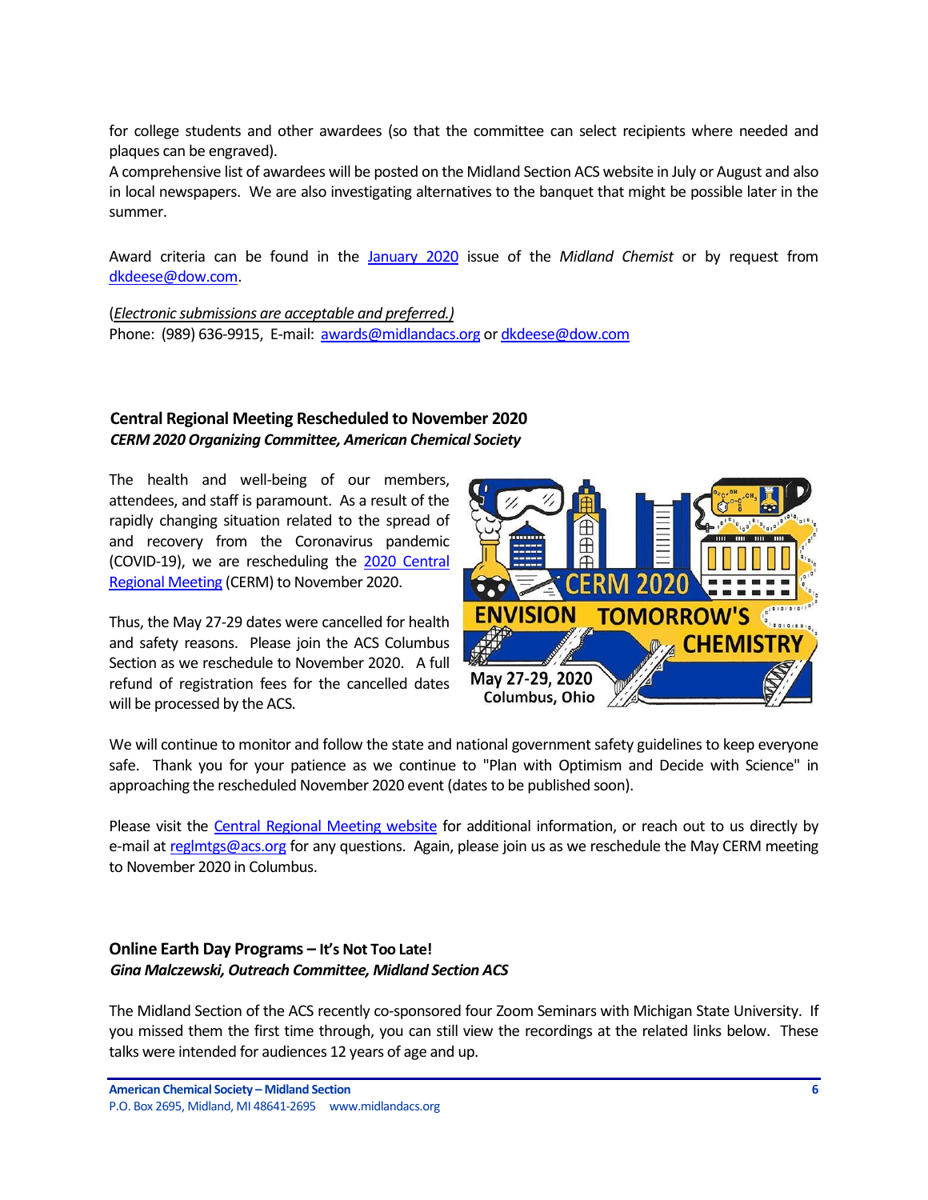for college students and other awardees (so that the committee can select recipients where needed and plaques can be engraved).
A comprehensive list of awardees will be posted on the Midland Section ACS website in July or August and also in local newspapers. We are also investigating alternatives to the banquet that might be possible later in the summer.

Award criteria can be found in the January 2020 issue of the *Midland Chemist* or by request from dkdeese@dow.com.

(*Electronic submissions are acceptable and preferred.)*
Phone: (989) 636-9915, E-mail: awards@midlandacs.org or dkdeese@dow.com

## Central Regional Meeting Rescheduled to November 2020

***CERM 2020 Organizing Committee, American Chemical Society***

The health and well-being of our members, attendees, and staff is paramount. As a result of the rapidly changing situation related to the spread of and recovery from the Coronavirus pandemic (COVID-19), we are rescheduling the 2020 Central Regional Meeting (CERM) to November 2020.

Thus, the May 27-29 dates were cancelled for health and safety reasons. Please join the ACS Columbus Section as we reschedule to November 2020. A full refund of registration fees for the cancelled dates will be processed by the ACS.

We will continue to monitor and follow the state and national government safety guidelines to keep everyone safe. Thank you for your patience as we continue to "Plan with Optimism and Decide with Science" in approaching the rescheduled November 2020 event (dates to be published soon).

Please visit the Central Regional Meeting website for additional information, or reach out to us directly by e-mail at reglmtgs@acs.org for any questions. Again, please join us as we reschedule the May CERM meeting to November 2020 in Columbus.

## Online Earth Day Programs – It's Not Too Late!

***Gina Malczewski, Outreach Committee, Midland Section ACS***

The Midland Section of the ACS recently co-sponsored four Zoom Seminars with Michigan State University. If you missed them the first time through, you can still view the recordings at the related links below. These talks were intended for audiences 12 years of age and up.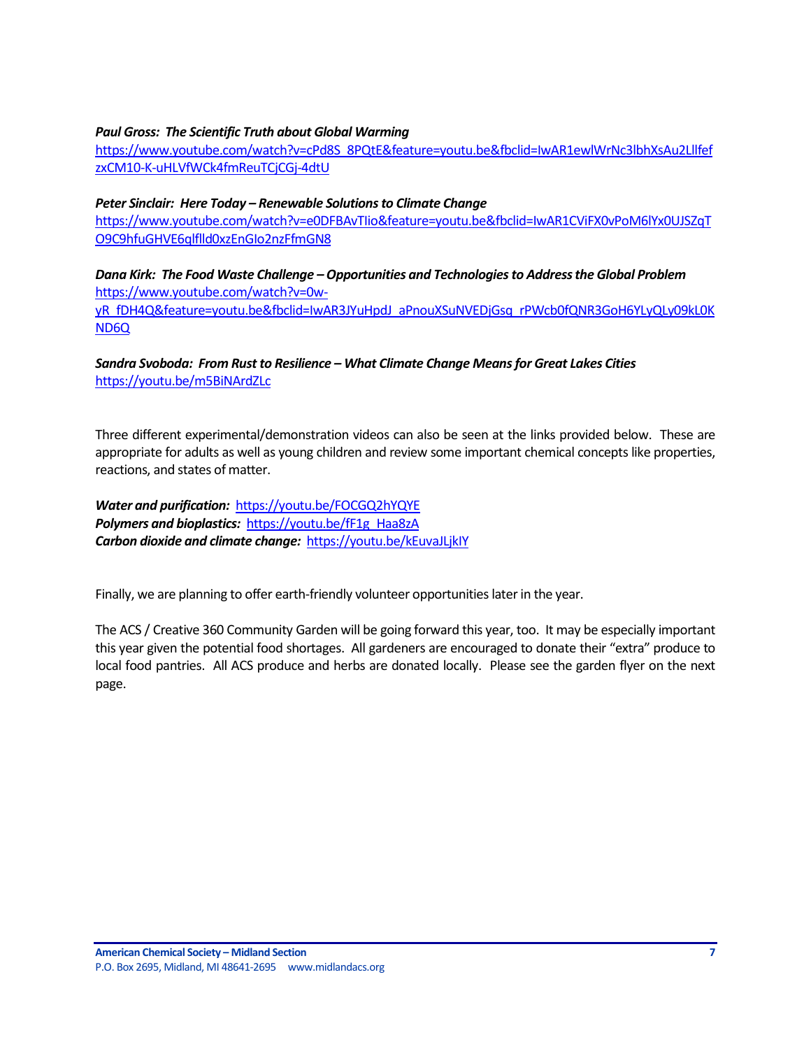***Paul Gross: The Scientific Truth about Global Warming***
[https://www.youtube.com/watch?v=cPd8S_8PQtE&feature=youtu.be&fbclid=IwAR1ewlWrNc3lbhXsAu2LllfefzxCM10-K-uHLVfWCk4fmReuTCjCGj-4dtU](https://www.youtube.com/watch?v=cPd8S_8PQtE&feature=youtu.be&fbclid=IwAR1ewlWrNc3lbhXsAu2LllfefzxCM10-K-uHLVfWCk4fmReuTCjCGj-4dtU)

***Peter Sinclair: Here Today – Renewable Solutions to Climate Change***
[https://www.youtube.com/watch?v=e0DFBAvTIio&feature=youtu.be&fbclid=IwAR1CViFX0vPoM6lYx0UJSZqTO9C9hfuGHVE6qlflld0xzEnGIo2nzFfmGN8](https://www.youtube.com/watch?v=e0DFBAvTIio&feature=youtu.be&fbclid=IwAR1CViFX0vPoM6lYx0UJSZqTO9C9hfuGHVE6qlflld0xzEnGIo2nzFfmGN8)

***Dana Kirk: The Food Waste Challenge – Opportunities and Technologies to Address the Global Problem***
[https://www.youtube.com/watch?v=0w-yR_fDH4Q&feature=youtu.be&fbclid=IwAR3JYuHpdJ_aPnouXSuNVEDjGsq_rPWcb0fQNR3GoH6YLyQLy09kL0KND6Q](https://www.youtube.com/watch?v=0w-yR_fDH4Q&feature=youtu.be&fbclid=IwAR3JYuHpdJ_aPnouXSuNVEDjGsq_rPWcb0fQNR3GoH6YLyQLy09kL0KND6Q)

***Sandra Svoboda: From Rust to Resilience – What Climate Change Means for Great Lakes Cities***
[https://youtu.be/m5BiNArdZLc](https://youtu.be/m5BiNArdZLc)

Three different experimental/demonstration videos can also be seen at the links provided below. These are appropriate for adults as well as young children and review some important chemical concepts like properties, reactions, and states of matter.

***Water and purification:*** [https://youtu.be/FOCGQ2hYQYE](https://youtu.be/FOCGQ2hYQYE)
***Polymers and bioplastics:*** [https://youtu.be/fF1g_Haa8zA](https://youtu.be/fF1g_Haa8zA)
***Carbon dioxide and climate change:*** [https://youtu.be/kEuvaJLjkIY](https://youtu.be/kEuvaJLjkIY)

Finally, we are planning to offer earth-friendly volunteer opportunities later in the year.

The ACS / Creative 360 Community Garden will be going forward this year, too. It may be especially important this year given the potential food shortages. All gardeners are encouraged to donate their "extra" produce to local food pantries. All ACS produce and herbs are donated locally. Please see the garden flyer on the next page.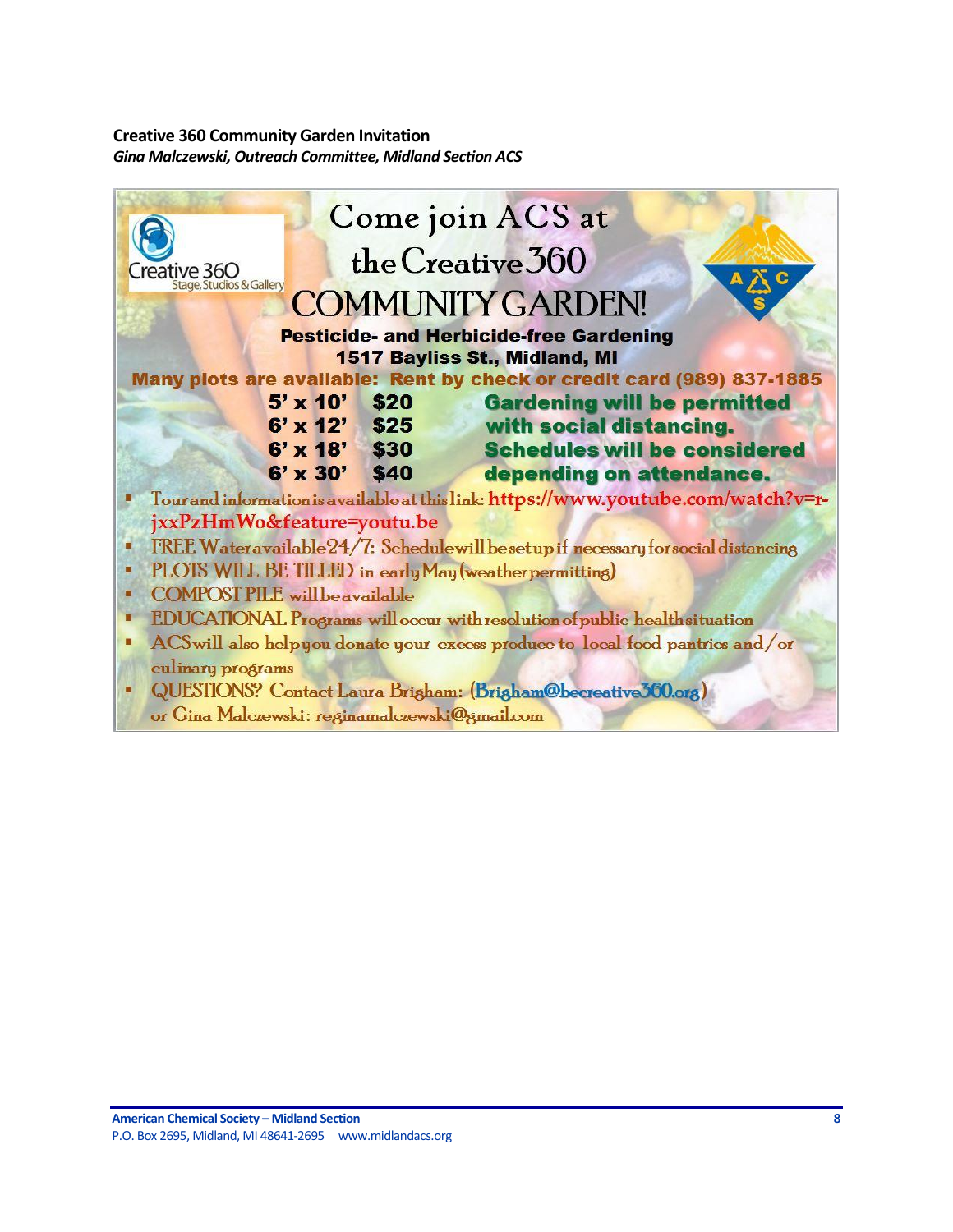**Creative 360 Community Garden Invitation**

***Gina Malczewski, Outreach Committee, Midland Section ACS***

Creative 360
Stage, Studios & Gallery

# Come join ACS at the Creative 360 COMMUNITY GARDEN!

**Pesticide- and Herbicide-free Gardening**

**1517 Bayliss St., Midland, MI**

**Many plots are available: Rent by check or credit card (989) 837-1885**

| Plot size | Price |
| --- | --- |
| 5' x 10' | $20 |
| 6' x 12' | $25 |
| 6' x 18' | $30 |
| 6' x 30' | $40 |

**Gardening will be permitted with social distancing. Schedules will be considered depending on attendance.**

- Tour and information is available at this link: https://www.youtube.com/watch?v=r-jxxPzHmWo&feature=youtu.be
- FREE Water available 24/7: Schedule will be set up if necessary for social distancing
- PLOTS WILL BE TILLED in early May (weather permitting)
- COMPOST PILE will be available
- EDUCATIONAL Programs will occur with resolution of public health situation
- ACS will also help you donate your excess produce to local food pantries and/or culinary programs
- QUESTIONS? Contact Laura Brigham: (Brigham@becreative360.org) or Gina Malczewski: reginamalczewski@gmail.com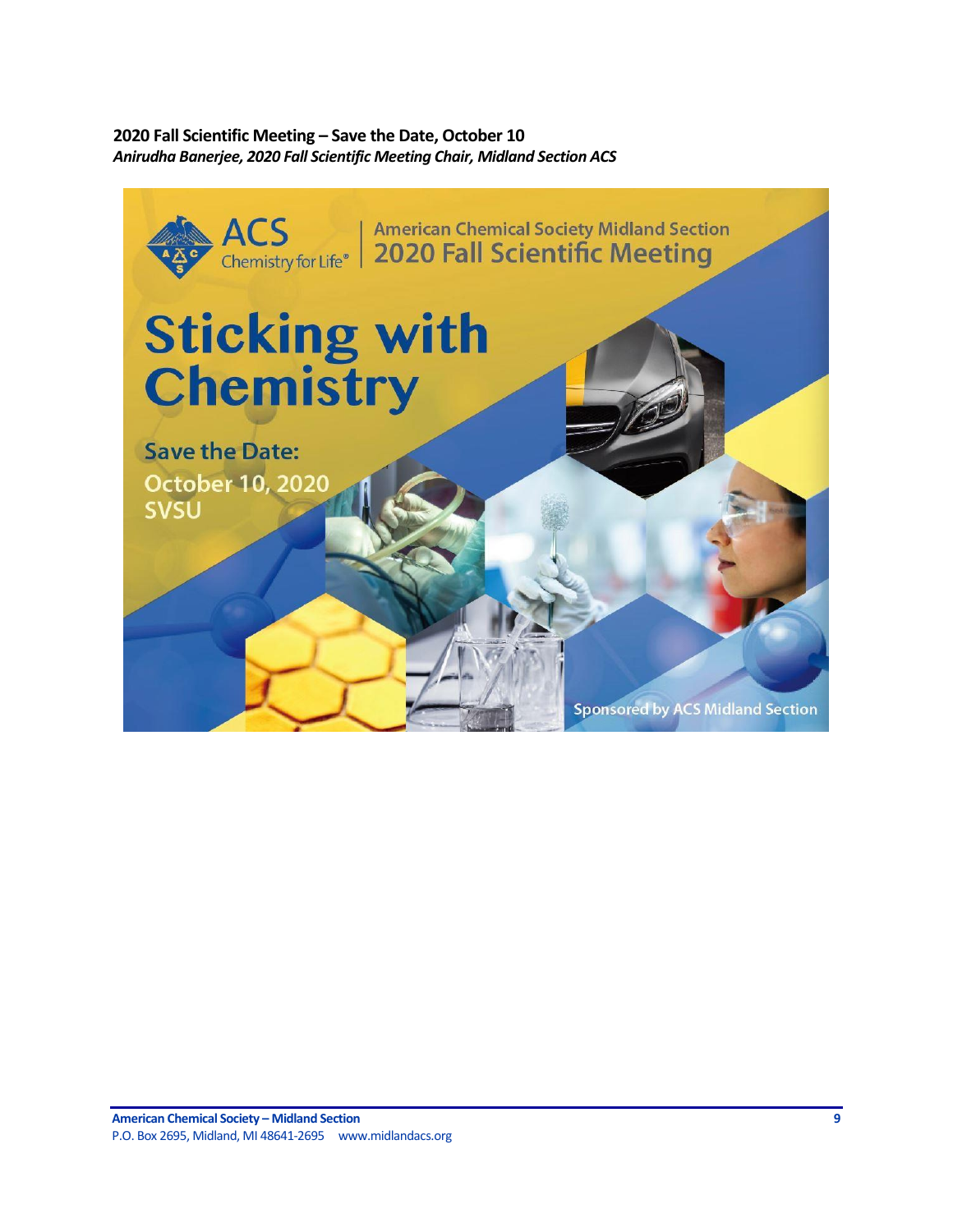**2020 Fall Scientific Meeting – Save the Date, October 10**

***Anirudha Banerjee, 2020 Fall Scientific Meeting Chair, Midland Section ACS***

American Chemical Society Midland Section

2020 Fall Scientific Meeting

# Sticking with Chemistry

**Save the Date:**

**October 10, 2020**

**SVSU**

Sponsored by ACS Midland Section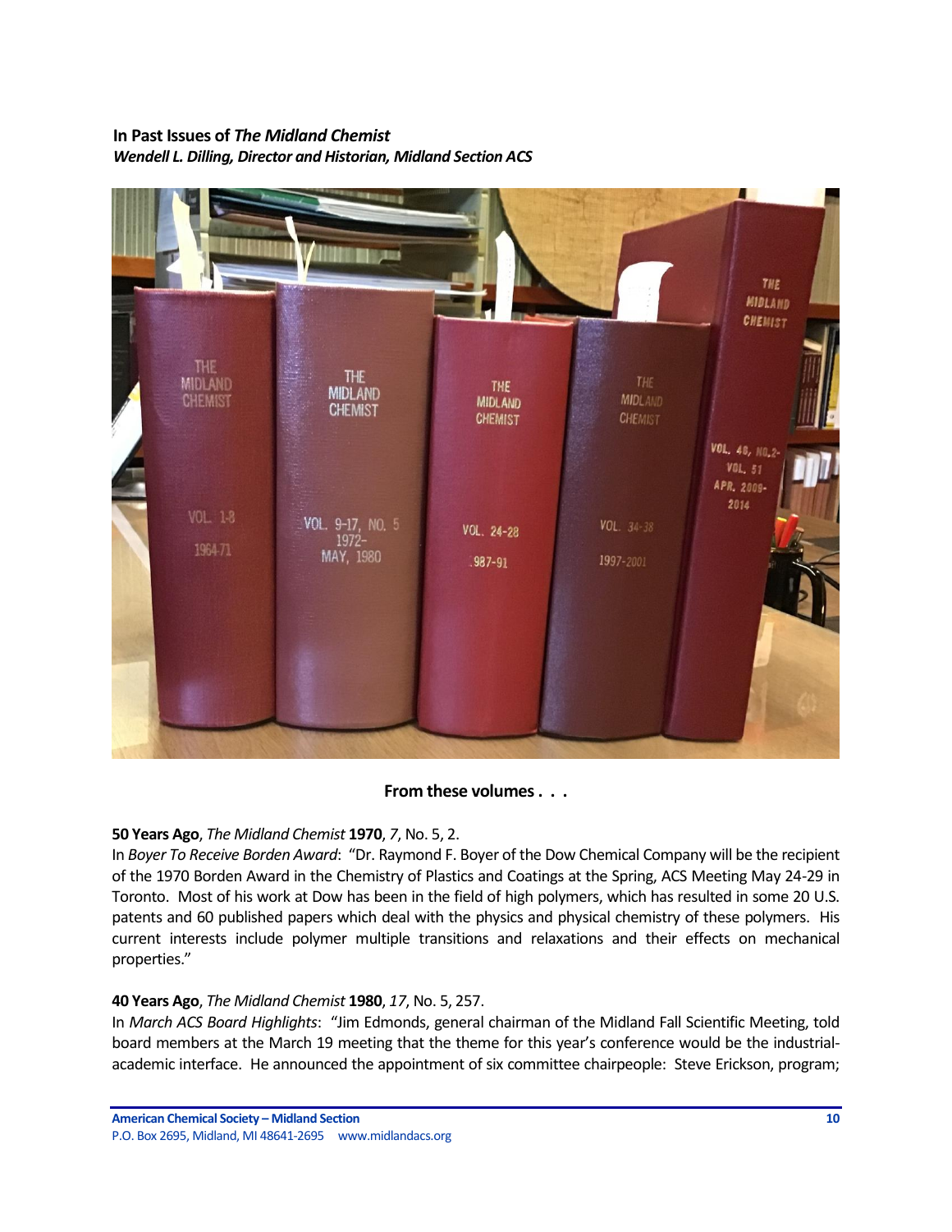**In Past Issues of *The Midland Chemist***
***Wendell L. Dilling, Director and Historian, Midland Section ACS***

**From these volumes . . .**

**50 Years Ago**, *The Midland Chemist* **1970**, *7*, No. 5, 2.
In *Boyer To Receive Borden Award*: "Dr. Raymond F. Boyer of the Dow Chemical Company will be the recipient of the 1970 Borden Award in the Chemistry of Plastics and Coatings at the Spring, ACS Meeting May 24-29 in Toronto. Most of his work at Dow has been in the field of high polymers, which has resulted in some 20 U.S. patents and 60 published papers which deal with the physics and physical chemistry of these polymers. His current interests include polymer multiple transitions and relaxations and their effects on mechanical properties."

**40 Years Ago**, *The Midland Chemist* **1980**, *17*, No. 5, 257.
In *March ACS Board Highlights*: "Jim Edmonds, general chairman of the Midland Fall Scientific Meeting, told board members at the March 19 meeting that the theme for this year's conference would be the industrial-academic interface. He announced the appointment of six committee chairpeople: Steve Erickson, program;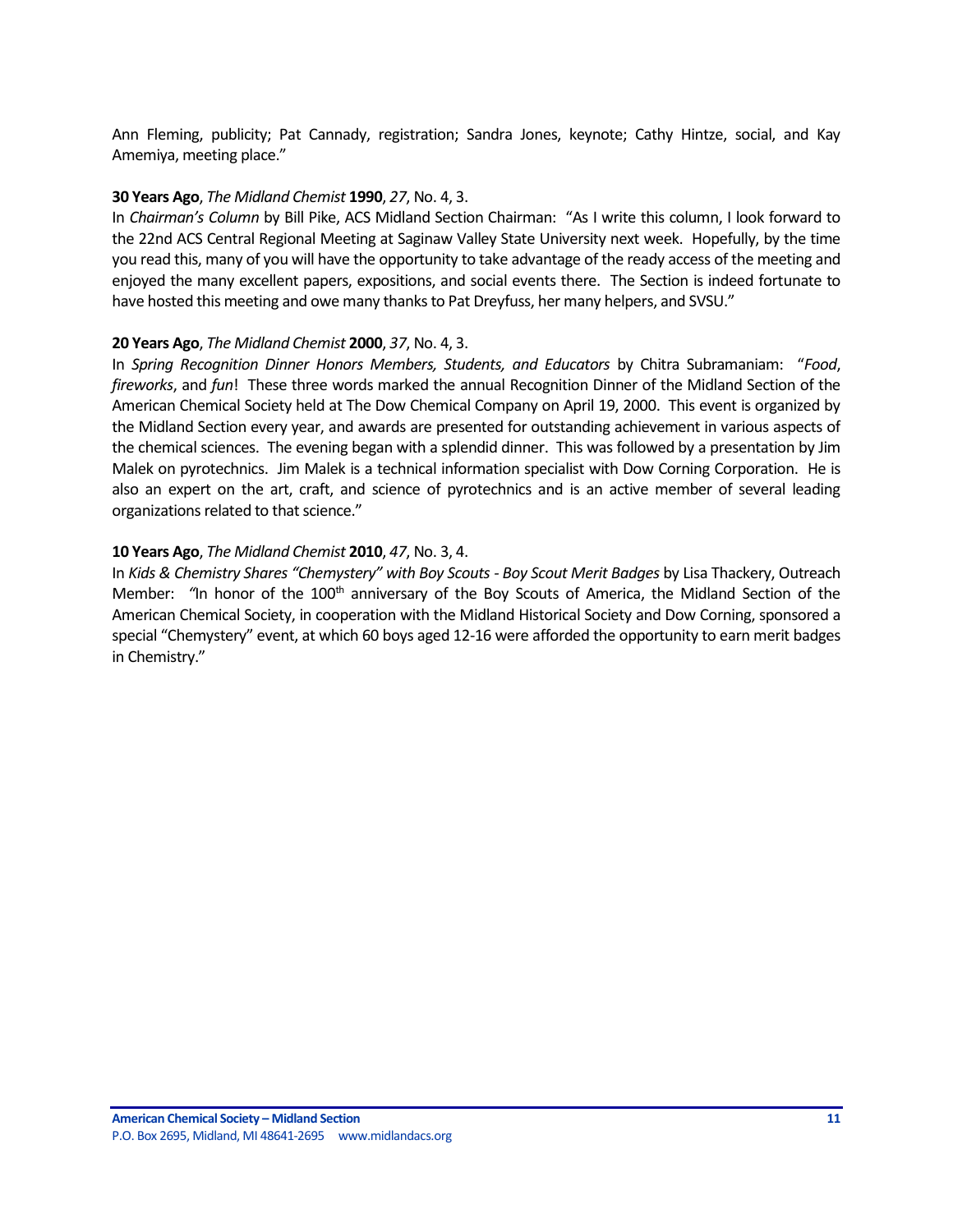Ann Fleming, publicity; Pat Cannady, registration; Sandra Jones, keynote; Cathy Hintze, social, and Kay Amemiya, meeting place."

**30 Years Ago**, *The Midland Chemist* **1990**, *27*, No. 4, 3.
In *Chairman's Column* by Bill Pike, ACS Midland Section Chairman: "As I write this column, I look forward to the 22nd ACS Central Regional Meeting at Saginaw Valley State University next week. Hopefully, by the time you read this, many of you will have the opportunity to take advantage of the ready access of the meeting and enjoyed the many excellent papers, expositions, and social events there. The Section is indeed fortunate to have hosted this meeting and owe many thanks to Pat Dreyfuss, her many helpers, and SVSU."

**20 Years Ago**, *The Midland Chemist* **2000**, *37*, No. 4, 3.
In *Spring Recognition Dinner Honors Members, Students, and Educators* by Chitra Subramaniam: "*Food*, *fireworks*, and *fun*! These three words marked the annual Recognition Dinner of the Midland Section of the American Chemical Society held at The Dow Chemical Company on April 19, 2000. This event is organized by the Midland Section every year, and awards are presented for outstanding achievement in various aspects of the chemical sciences. The evening began with a splendid dinner. This was followed by a presentation by Jim Malek on pyrotechnics. Jim Malek is a technical information specialist with Dow Corning Corporation. He is also an expert on the art, craft, and science of pyrotechnics and is an active member of several leading organizations related to that science."

**10 Years Ago**, *The Midland Chemist* **2010**, *47*, No. 3, 4.
In *Kids & Chemistry Shares "Chemystery" with Boy Scouts - Boy Scout Merit Badges* by Lisa Thackery, Outreach Member: "In honor of the 100th anniversary of the Boy Scouts of America, the Midland Section of the American Chemical Society, in cooperation with the Midland Historical Society and Dow Corning, sponsored a special "Chemystery" event, at which 60 boys aged 12-16 were afforded the opportunity to earn merit badges in Chemistry."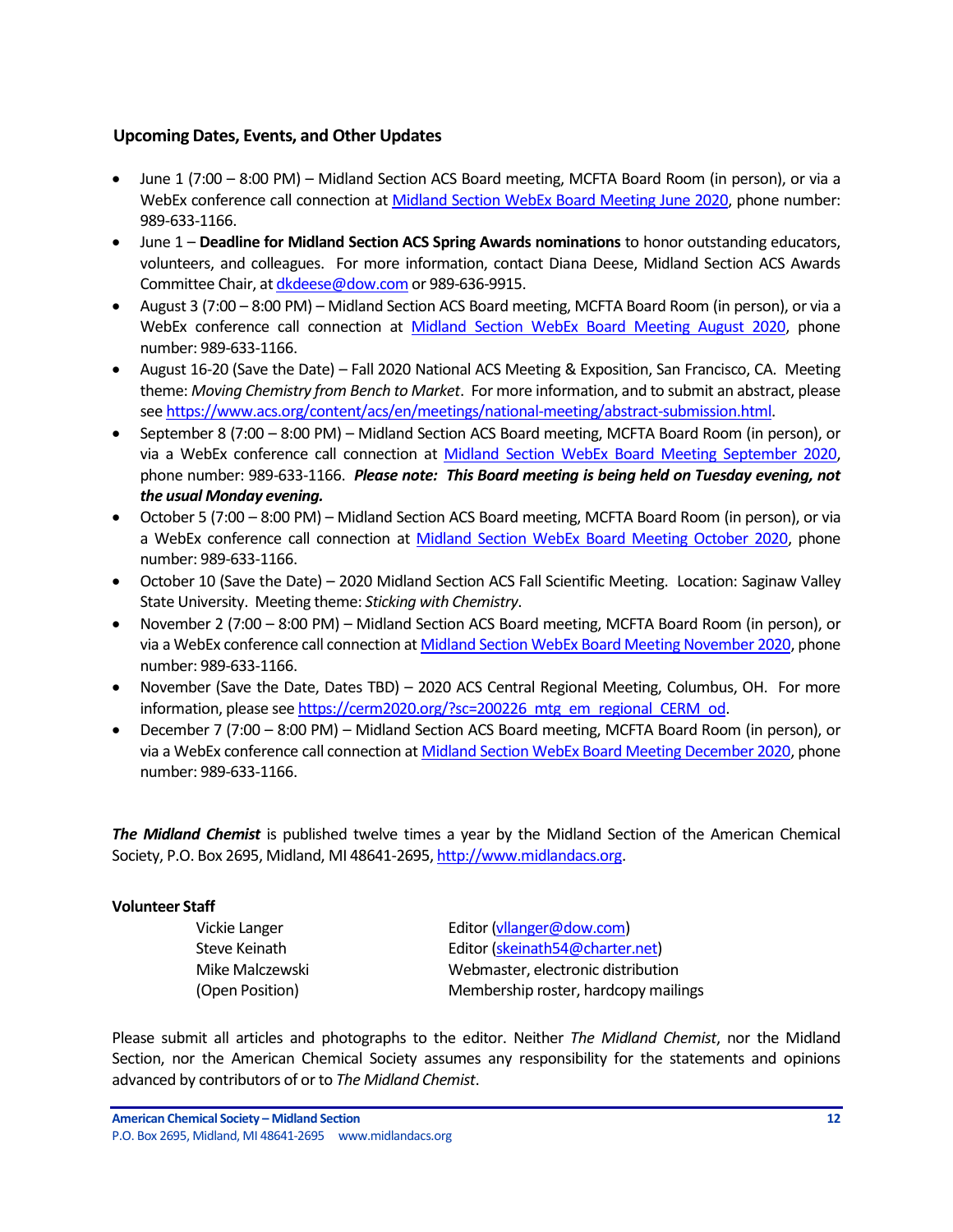### Upcoming Dates, Events, and Other Updates

- June 1 (7:00 – 8:00 PM) – Midland Section ACS Board meeting, MCFTA Board Room (in person), or via a WebEx conference call connection at Midland Section WebEx Board Meeting June 2020, phone number: 989-633-1166.
- June 1 – **Deadline for Midland Section ACS Spring Awards nominations** to honor outstanding educators, volunteers, and colleagues. For more information, contact Diana Deese, Midland Section ACS Awards Committee Chair, at dkdeese@dow.com or 989-636-9915.
- August 3 (7:00 – 8:00 PM) – Midland Section ACS Board meeting, MCFTA Board Room (in person), or via a WebEx conference call connection at Midland Section WebEx Board Meeting August 2020, phone number: 989-633-1166.
- August 16-20 (Save the Date) – Fall 2020 National ACS Meeting & Exposition, San Francisco, CA. Meeting theme: *Moving Chemistry from Bench to Market*. For more information, and to submit an abstract, please see https://www.acs.org/content/acs/en/meetings/national-meeting/abstract-submission.html.
- September 8 (7:00 – 8:00 PM) – Midland Section ACS Board meeting, MCFTA Board Room (in person), or via a WebEx conference call connection at Midland Section WebEx Board Meeting September 2020, phone number: 989-633-1166. ***Please note: This Board meeting is being held on Tuesday evening, not the usual Monday evening.***
- October 5 (7:00 – 8:00 PM) – Midland Section ACS Board meeting, MCFTA Board Room (in person), or via a WebEx conference call connection at Midland Section WebEx Board Meeting October 2020, phone number: 989-633-1166.
- October 10 (Save the Date) – 2020 Midland Section ACS Fall Scientific Meeting. Location: Saginaw Valley State University. Meeting theme: *Sticking with Chemistry*.
- November 2 (7:00 – 8:00 PM) – Midland Section ACS Board meeting, MCFTA Board Room (in person), or via a WebEx conference call connection at Midland Section WebEx Board Meeting November 2020, phone number: 989-633-1166.
- November (Save the Date, Dates TBD) – 2020 ACS Central Regional Meeting, Columbus, OH. For more information, please see https://cerm2020.org/?sc=200226_mtg_em_regional_CERM_od.
- December 7 (7:00 – 8:00 PM) – Midland Section ACS Board meeting, MCFTA Board Room (in person), or via a WebEx conference call connection at Midland Section WebEx Board Meeting December 2020, phone number: 989-633-1166.

***The Midland Chemist*** is published twelve times a year by the Midland Section of the American Chemical Society, P.O. Box 2695, Midland, MI 48641-2695, http://www.midlandacs.org.

**Volunteer Staff**

| | |
|---|---|
| Vickie Langer | Editor (vllanger@dow.com) |
| Steve Keinath | Editor (skeinath54@charter.net) |
| Mike Malczewski | Webmaster, electronic distribution |
| (Open Position) | Membership roster, hardcopy mailings |

Please submit all articles and photographs to the editor. Neither *The Midland Chemist*, nor the Midland Section, nor the American Chemical Society assumes any responsibility for the statements and opinions advanced by contributors of or to *The Midland Chemist*.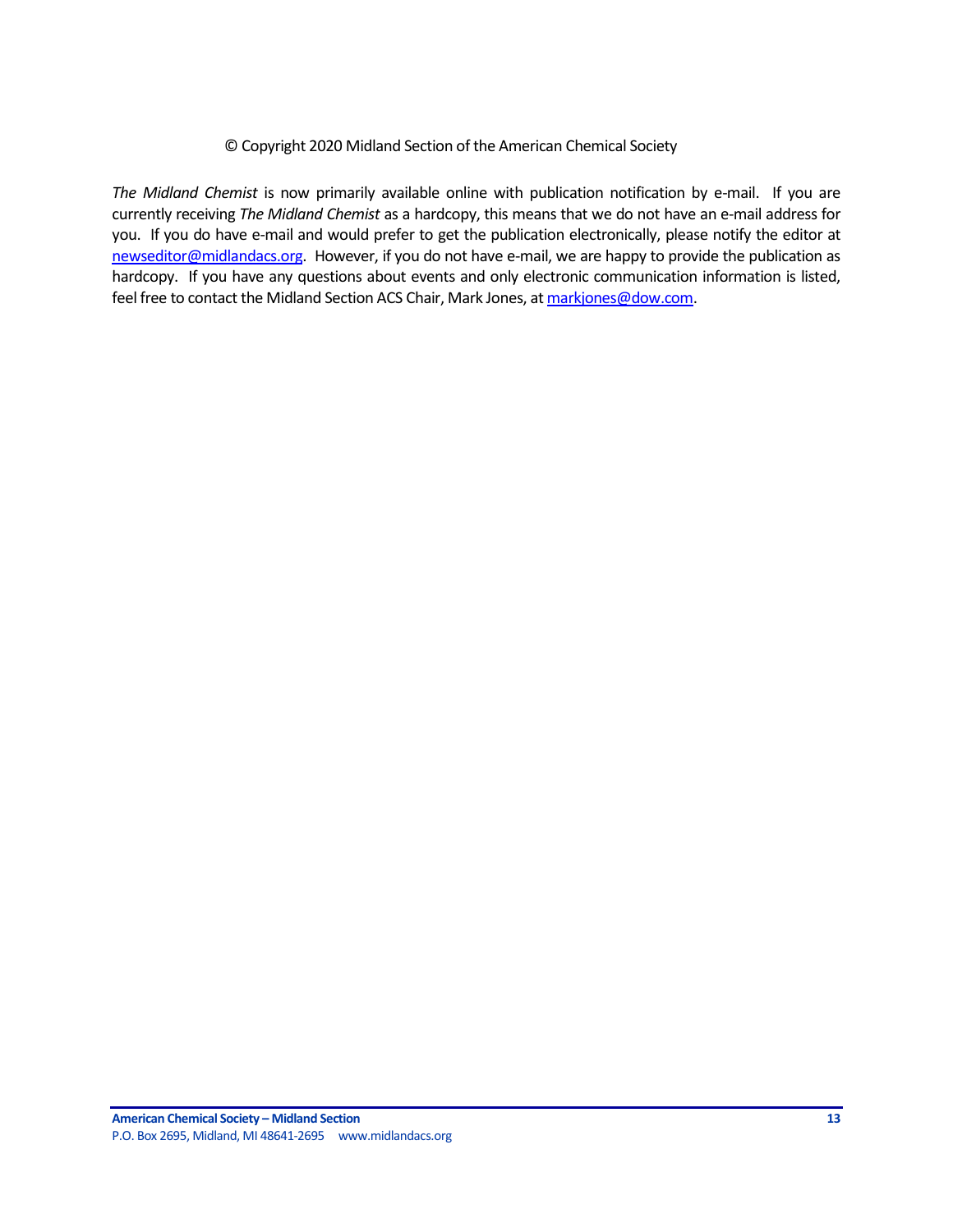© Copyright 2020 Midland Section of the American Chemical Society

*The Midland Chemist* is now primarily available online with publication notification by e-mail. If you are currently receiving *The Midland Chemist* as a hardcopy, this means that we do not have an e-mail address for you. If you do have e-mail and would prefer to get the publication electronically, please notify the editor at newseditor@midlandacs.org. However, if you do not have e-mail, we are happy to provide the publication as hardcopy. If you have any questions about events and only electronic communication information is listed, feel free to contact the Midland Section ACS Chair, Mark Jones, at markjones@dow.com.